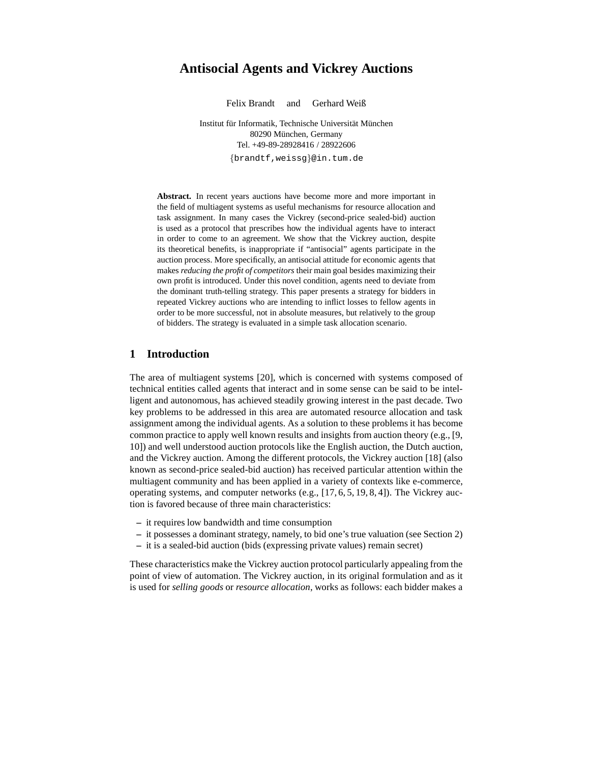# Antisocial Agents and Vickrey Auctions

Felix Brandt and Gerhard Weiß

Institut für Informatik, Technische Universität München  
80290 München, Germany  
Tel. +49-89-28928416 / 28922606  
{brandtf,weissg}@in.tum.de

**Abstract.** In recent years auctions have become more and more important in the field of multiagent systems as useful mechanisms for resource allocation and task assignment. In many cases the Vickrey (second-price sealed-bid) auction is used as a protocol that prescribes how the individual agents have to interact in order to come to an agreement. We show that the Vickrey auction, despite its theoretical benefits, is inappropriate if "antisocial" agents participate in the auction process. More specifically, an antisocial attitude for economic agents that makes *reducing the profit of competitors* their main goal besides maximizing their own profit is introduced. Under this novel condition, agents need to deviate from the dominant truth-telling strategy. This paper presents a strategy for bidders in repeated Vickrey auctions who are intending to inflict losses to fellow agents in order to be more successful, not in absolute measures, but relatively to the group of bidders. The strategy is evaluated in a simple task allocation scenario.

## 1 Introduction

The area of multiagent systems [20], which is concerned with systems composed of technical entities called agents that interact and in some sense can be said to be intelligent and autonomous, has achieved steadily growing interest in the past decade. Two key problems to be addressed in this area are automated resource allocation and task assignment among the individual agents. As a solution to these problems it has become common practice to apply well known results and insights from auction theory (e.g., [9, 10]) and well understood auction protocols like the English auction, the Dutch auction, and the Vickrey auction. Among the different protocols, the Vickrey auction [18] (also known as second-price sealed-bid auction) has received particular attention within the multiagent community and has been applied in a variety of contexts like e-commerce, operating systems, and computer networks (e.g., [17, 6, 5, 19, 8, 4]). The Vickrey auction is favored because of three main characteristics:

- it requires low bandwidth and time consumption
- it possesses a dominant strategy, namely, to bid one's true valuation (see Section 2)
- it is a sealed-bid auction (bids (expressing private values) remain secret)

These characteristics make the Vickrey auction protocol particularly appealing from the point of view of automation. The Vickrey auction, in its original formulation and as it is used for *selling goods* or *resource allocation*, works as follows: each bidder makes a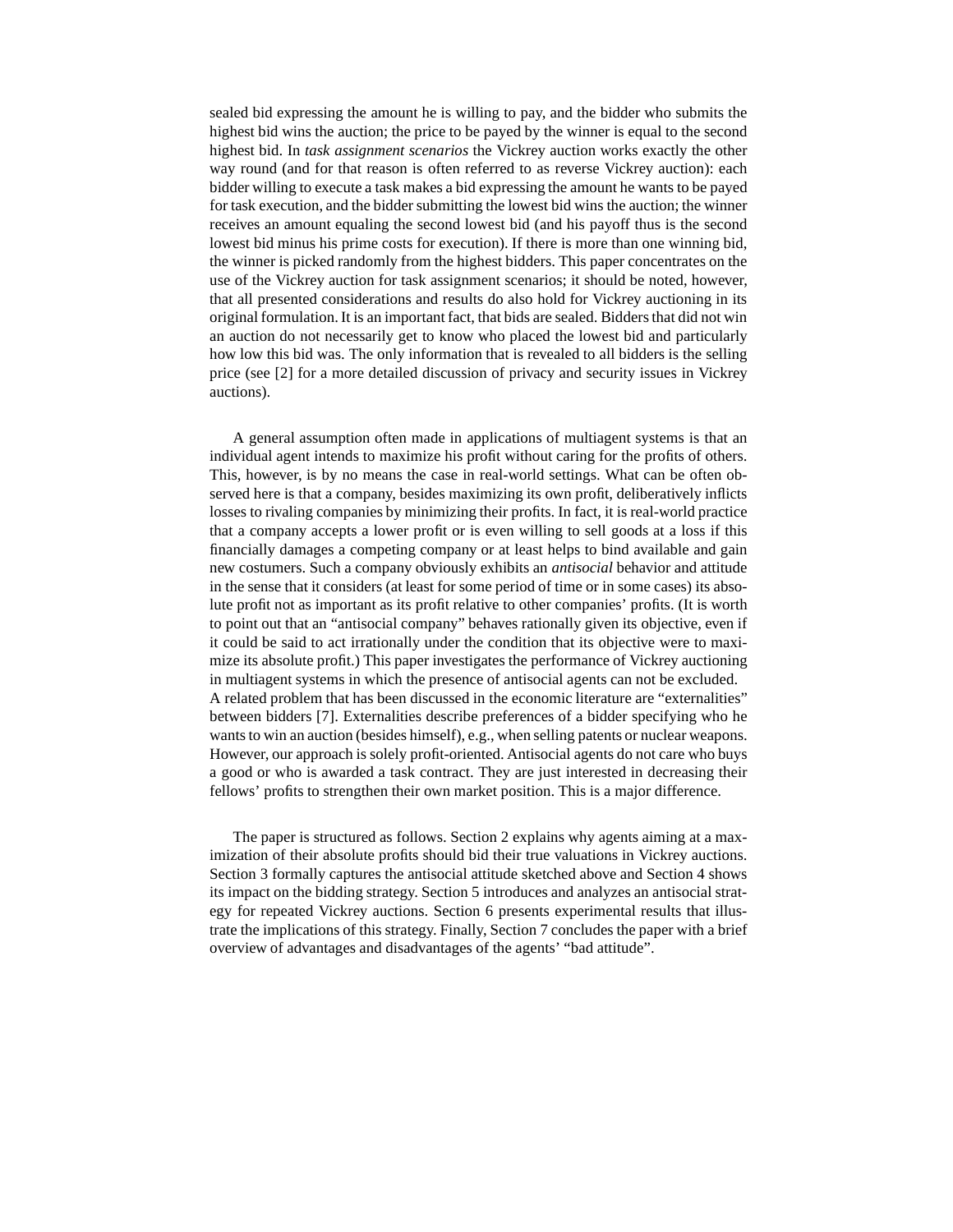sealed bid expressing the amount he is willing to pay, and the bidder who submits the highest bid wins the auction; the price to be payed by the winner is equal to the second highest bid. In *task assignment scenarios* the Vickrey auction works exactly the other way round (and for that reason is often referred to as reverse Vickrey auction): each bidder willing to execute a task makes a bid expressing the amount he wants to be payed for task execution, and the bidder submitting the lowest bid wins the auction; the winner receives an amount equaling the second lowest bid (and his payoff thus is the second lowest bid minus his prime costs for execution). If there is more than one winning bid, the winner is picked randomly from the highest bidders. This paper concentrates on the use of the Vickrey auction for task assignment scenarios; it should be noted, however, that all presented considerations and results do also hold for Vickrey auctioning in its original formulation. It is an important fact, that bids are sealed. Bidders that did not win an auction do not necessarily get to know who placed the lowest bid and particularly how low this bid was. The only information that is revealed to all bidders is the selling price (see [2] for a more detailed discussion of privacy and security issues in Vickrey auctions).

A general assumption often made in applications of multiagent systems is that an individual agent intends to maximize his profit without caring for the profits of others. This, however, is by no means the case in real-world settings. What can be often observed here is that a company, besides maximizing its own profit, deliberatively inflicts losses to rivaling companies by minimizing their profits. In fact, it is real-world practice that a company accepts a lower profit or is even willing to sell goods at a loss if this financially damages a competing company or at least helps to bind available and gain new costumers. Such a company obviously exhibits an *antisocial* behavior and attitude in the sense that it considers (at least for some period of time or in some cases) its absolute profit not as important as its profit relative to other companies' profits. (It is worth to point out that an "antisocial company" behaves rationally given its objective, even if it could be said to act irrationally under the condition that its objective were to maximize its absolute profit.) This paper investigates the performance of Vickrey auctioning in multiagent systems in which the presence of antisocial agents can not be excluded. A related problem that has been discussed in the economic literature are "externalities" between bidders [7]. Externalities describe preferences of a bidder specifying who he wants to win an auction (besides himself), e.g., when selling patents or nuclear weapons. However, our approach is solely profit-oriented. Antisocial agents do not care who buys a good or who is awarded a task contract. They are just interested in decreasing their fellows' profits to strengthen their own market position. This is a major difference.

The paper is structured as follows. Section 2 explains why agents aiming at a maximization of their absolute profits should bid their true valuations in Vickrey auctions. Section 3 formally captures the antisocial attitude sketched above and Section 4 shows its impact on the bidding strategy. Section 5 introduces and analyzes an antisocial strategy for repeated Vickrey auctions. Section 6 presents experimental results that illustrate the implications of this strategy. Finally, Section 7 concludes the paper with a brief overview of advantages and disadvantages of the agents' "bad attitude".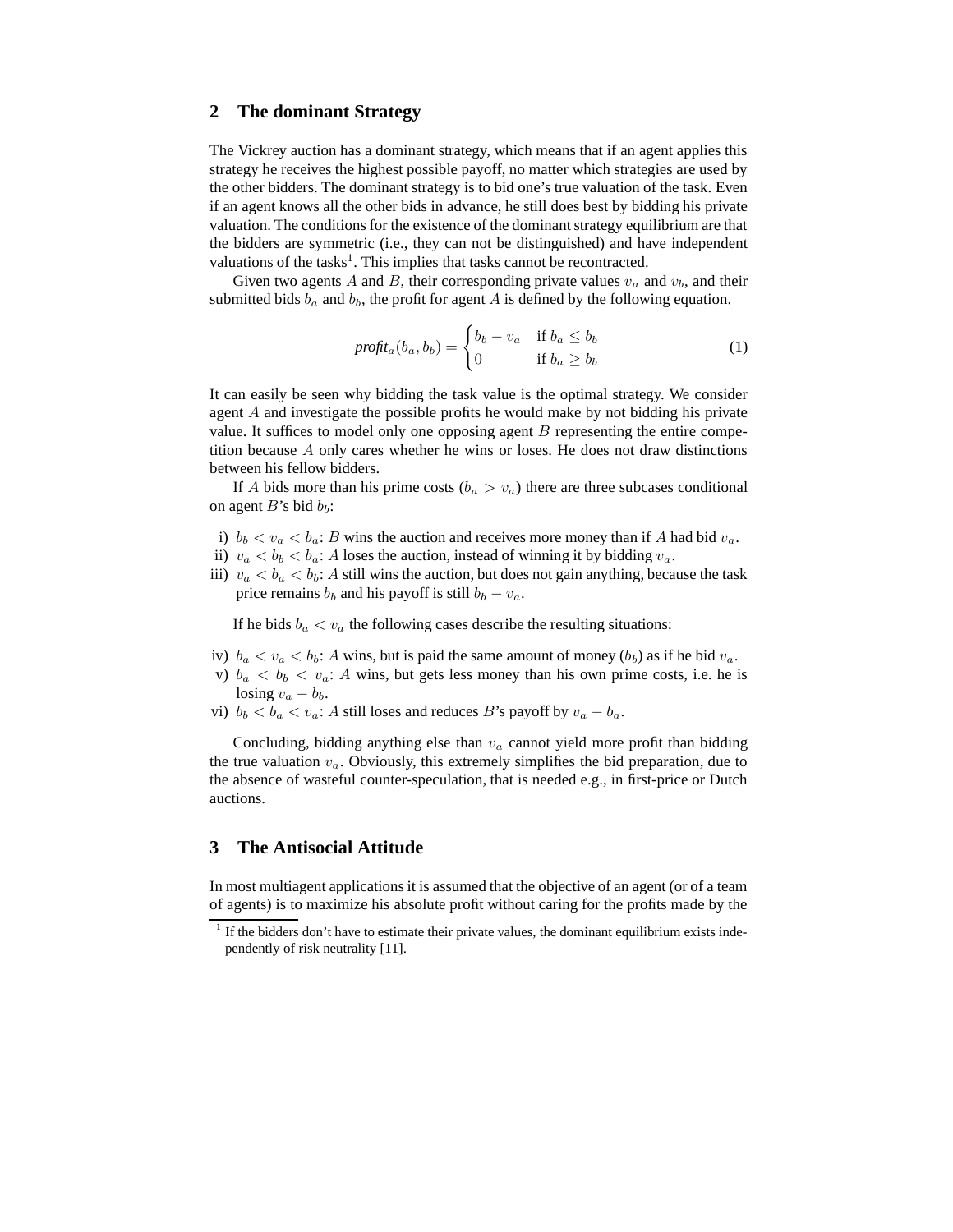## 2 The dominant Strategy

The Vickrey auction has a dominant strategy, which means that if an agent applies this strategy he receives the highest possible payoff, no matter which strategies are used by the other bidders. The dominant strategy is to bid one's true valuation of the task. Even if an agent knows all the other bids in advance, he still does best by bidding his private valuation. The conditions for the existence of the dominant strategy equilibrium are that the bidders are symmetric (i.e., they can not be distinguished) and have independent valuations of the tasks[1]. This implies that tasks cannot be recontracted.

Given two agents $A$ and $B$, their corresponding private values $v_a$ and $v_b$, and their submitted bids $b_a$ and $b_b$, the profit for agent $A$ is defined by the following equation.

$$\textit{profit}_a(b_a, b_b) = \begin{cases} b_b - v_a & \text{if } b_a \leq b_b \\ 0 & \text{if } b_a \geq b_b \end{cases} \tag{1}$$

It can easily be seen why bidding the task value is the optimal strategy. We consider agent $A$ and investigate the possible profits he would make by not bidding his private value. It suffices to model only one opposing agent $B$ representing the entire competition because $A$ only cares whether he wins or loses. He does not draw distinctions between his fellow bidders.

If $A$ bids more than his prime costs ($b_a > v_a$) there are three subcases conditional on agent $B$'s bid $b_b$:

i) $b_b < v_a < b_a$: $B$ wins the auction and receives more money than if $A$ had bid $v_a$.
ii) $v_a < b_b < b_a$: $A$ loses the auction, instead of winning it by bidding $v_a$.
iii) $v_a < b_a < b_b$: $A$ still wins the auction, but does not gain anything, because the task price remains $b_b$ and his payoff is still $b_b - v_a$.

If he bids $b_a < v_a$ the following cases describe the resulting situations:

iv) $b_a < v_a < b_b$: $A$ wins, but is paid the same amount of money ($b_b$) as if he bid $v_a$.
v) $b_a < b_b < v_a$: $A$ wins, but gets less money than his own prime costs, i.e. he is losing $v_a - b_b$.
vi) $b_b < b_a < v_a$: $A$ still loses and reduces $B$'s payoff by $v_a - b_a$.

Concluding, bidding anything else than $v_a$ cannot yield more profit than bidding the true valuation $v_a$. Obviously, this extremely simplifies the bid preparation, due to the absence of wasteful counter-speculation, that is needed e.g., in first-price or Dutch auctions.

## 3 The Antisocial Attitude

In most multiagent applications it is assumed that the objective of an agent (or of a team of agents) is to maximize his absolute profit without caring for the profits made by the

[1] If the bidders don't have to estimate their private values, the dominant equilibrium exists independently of risk neutrality [11].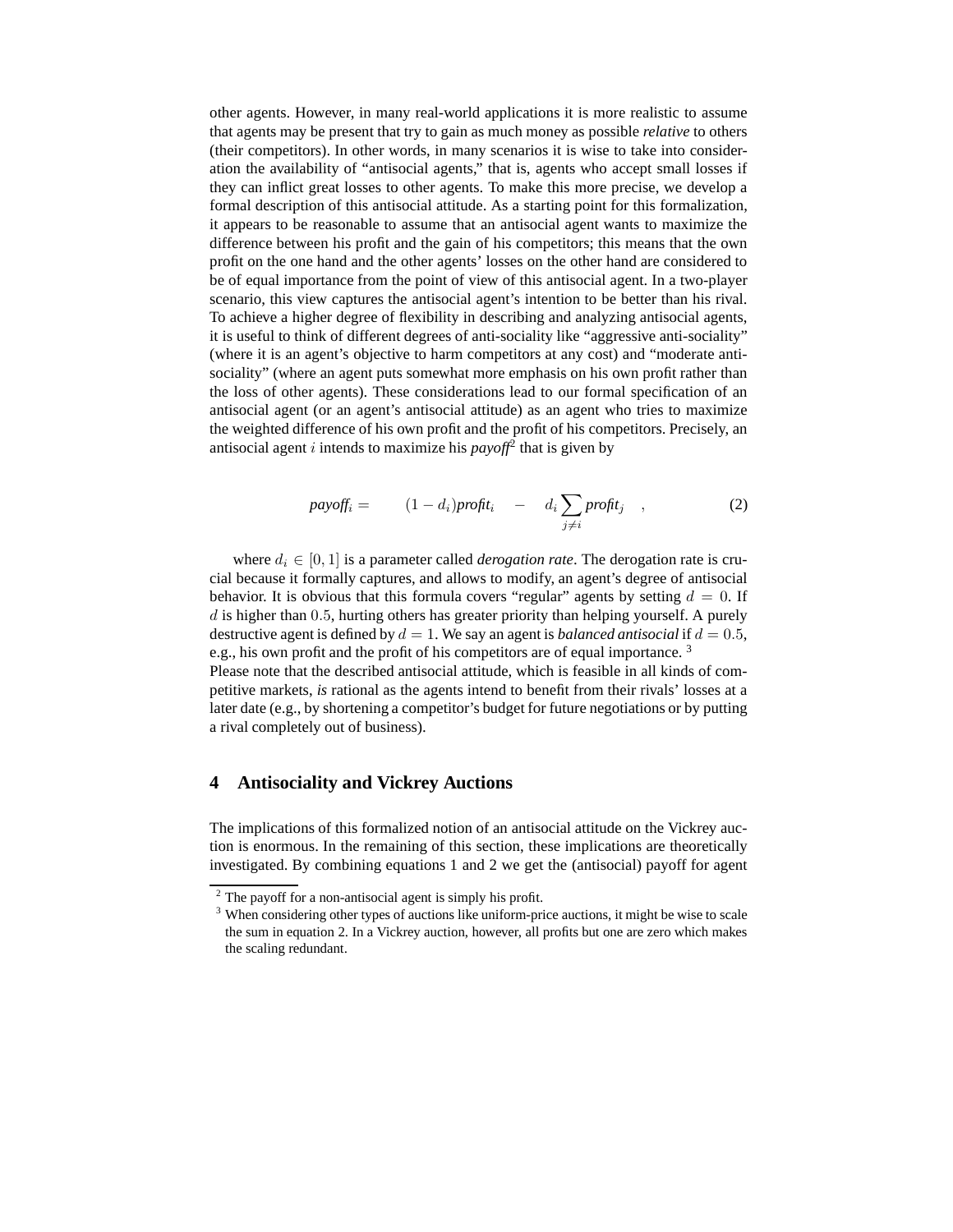other agents. However, in many real-world applications it is more realistic to assume that agents may be present that try to gain as much money as possible *relative* to others (their competitors). In other words, in many scenarios it is wise to take into consideration the availability of “antisocial agents,” that is, agents who accept small losses if they can inflict great losses to other agents. To make this more precise, we develop a formal description of this antisocial attitude. As a starting point for this formalization, it appears to be reasonable to assume that an antisocial agent wants to maximize the difference between his profit and the gain of his competitors; this means that the own profit on the one hand and the other agents’ losses on the other hand are considered to be of equal importance from the point of view of this antisocial agent. In a two-player scenario, this view captures the antisocial agent’s intention to be better than his rival. To achieve a higher degree of flexibility in describing and analyzing antisocial agents, it is useful to think of different degrees of anti-sociality like “aggressive anti-sociality” (where it is an agent’s objective to harm competitors at any cost) and “moderate anti-sociality” (where an agent puts somewhat more emphasis on his own profit rather than the loss of other agents). These considerations lead to our formal specification of an antisocial agent (or an agent’s antisocial attitude) as an agent who tries to maximize the weighted difference of his own profit and the profit of his competitors. Precisely, an antisocial agent $i$ intends to maximize his *payoff*[2] that is given by

$$\textit{payoff}_i = \quad (1-d_i)\textit{profit}_i \quad - \quad d_i \sum_{j \neq i} \textit{profit}_j \quad , \tag{2}$$

where $d_i \in [0,1]$ is a parameter called *derogation rate*. The derogation rate is crucial because it formally captures, and allows to modify, an agent’s degree of antisocial behavior. It is obvious that this formula covers “regular” agents by setting $d = 0$. If $d$ is higher than $0.5$, hurting others has greater priority than helping yourself. A purely destructive agent is defined by $d = 1$. We say an agent is *balanced antisocial* if $d = 0.5$, e.g., his own profit and the profit of his competitors are of equal importance. [3]

Please note that the described antisocial attitude, which is feasible in all kinds of competitive markets, *is* rational as the agents intend to benefit from their rivals’ losses at a later date (e.g., by shortening a competitor’s budget for future negotiations or by putting a rival completely out of business).

## 4 Antisociality and Vickrey Auctions

The implications of this formalized notion of an antisocial attitude on the Vickrey auction is enormous. In the remaining of this section, these implications are theoretically investigated. By combining equations 1 and 2 we get the (antisocial) payoff for agent

[2] The payoff for a non-antisocial agent is simply his profit.

[3] When considering other types of auctions like uniform-price auctions, it might be wise to scale the sum in equation 2. In a Vickrey auction, however, all profits but one are zero which makes the scaling redundant.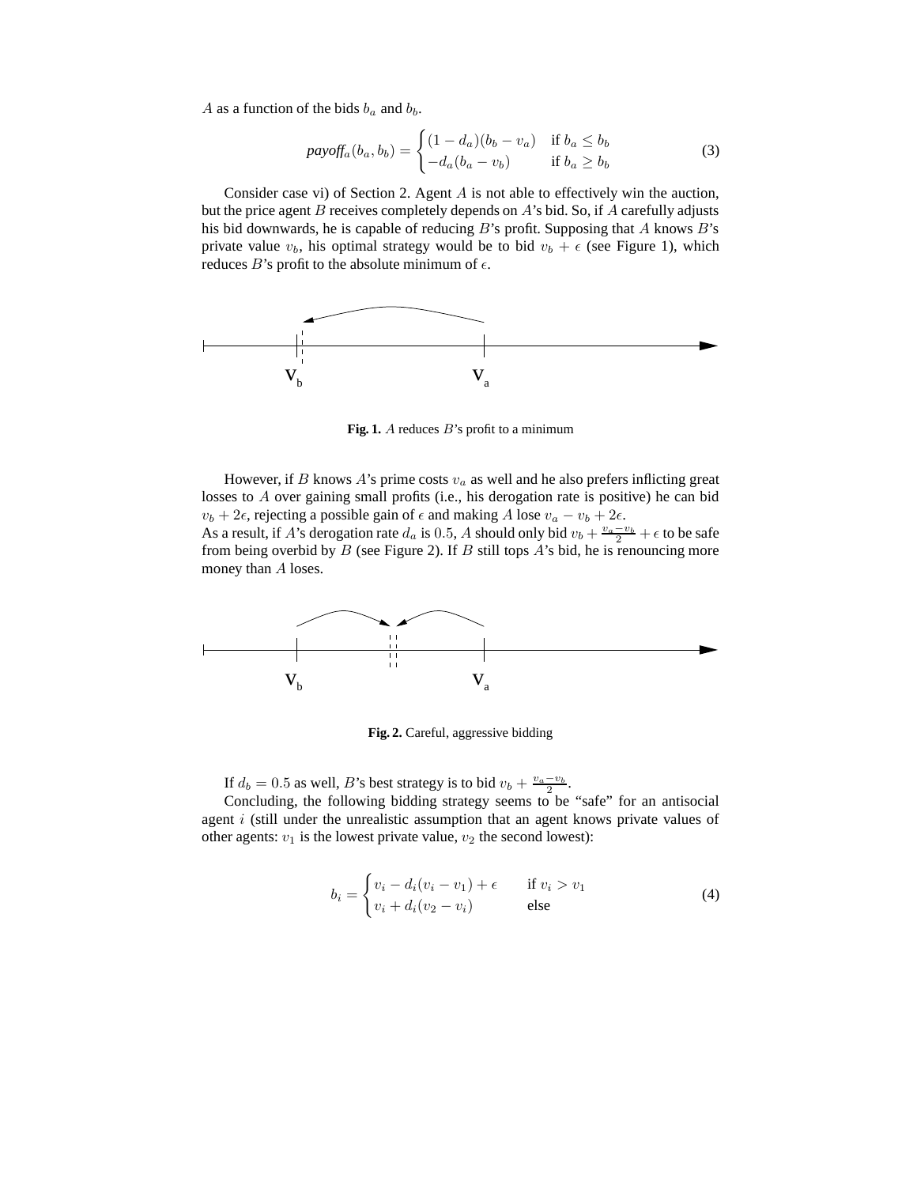$A$ as a function of the bids $b_a$ and $b_b$.

$$
\textit{payoff}_a(b_a, b_b) = \begin{cases} (1 - d_a)(b_b - v_a) & \text{if } b_a \leq b_b \\ -d_a(b_a - v_b) & \text{if } b_a \geq b_b \end{cases} \tag{3}
$$

Consider case vi) of Section 2. Agent $A$ is not able to effectively win the auction, but the price agent $B$ receives completely depends on $A$'s bid. So, if $A$ carefully adjusts his bid downwards, he is capable of reducing $B$'s profit. Supposing that $A$ knows $B$'s private value $v_b$, his optimal strategy would be to bid $v_b + \epsilon$ (see Figure 1), which reduces $B$'s profit to the absolute minimum of $\epsilon$.

**Fig. 1.** $A$ reduces $B$'s profit to a minimum

However, if $B$ knows $A$'s prime costs $v_a$ as well and he also prefers inflicting great losses to $A$ over gaining small profits (i.e., his derogation rate is positive) he can bid $v_b + 2\epsilon$, rejecting a possible gain of $\epsilon$ and making $A$ lose $v_a - v_b + 2\epsilon$.
As a result, if $A$'s derogation rate $d_a$ is $0.5$, $A$ should only bid $v_b + \frac{v_a - v_b}{2} + \epsilon$ to be safe from being overbid by $B$ (see Figure 2). If $B$ still tops $A$'s bid, he is renouncing more money than $A$ loses.

**Fig. 2.** Careful, aggressive bidding

If $d_b = 0.5$ as well, $B$'s best strategy is to bid $v_b + \frac{v_a - v_b}{2}$.

Concluding, the following bidding strategy seems to be "safe" for an antisocial agent $i$ (still under the unrealistic assumption that an agent knows private values of other agents: $v_1$ is the lowest private value, $v_2$ the second lowest):

$$
b_i = \begin{cases} v_i - d_i(v_i - v_1) + \epsilon & \text{if } v_i > v_1 \\ v_i + d_i(v_2 - v_i) & \text{else} \end{cases} \tag{4}
$$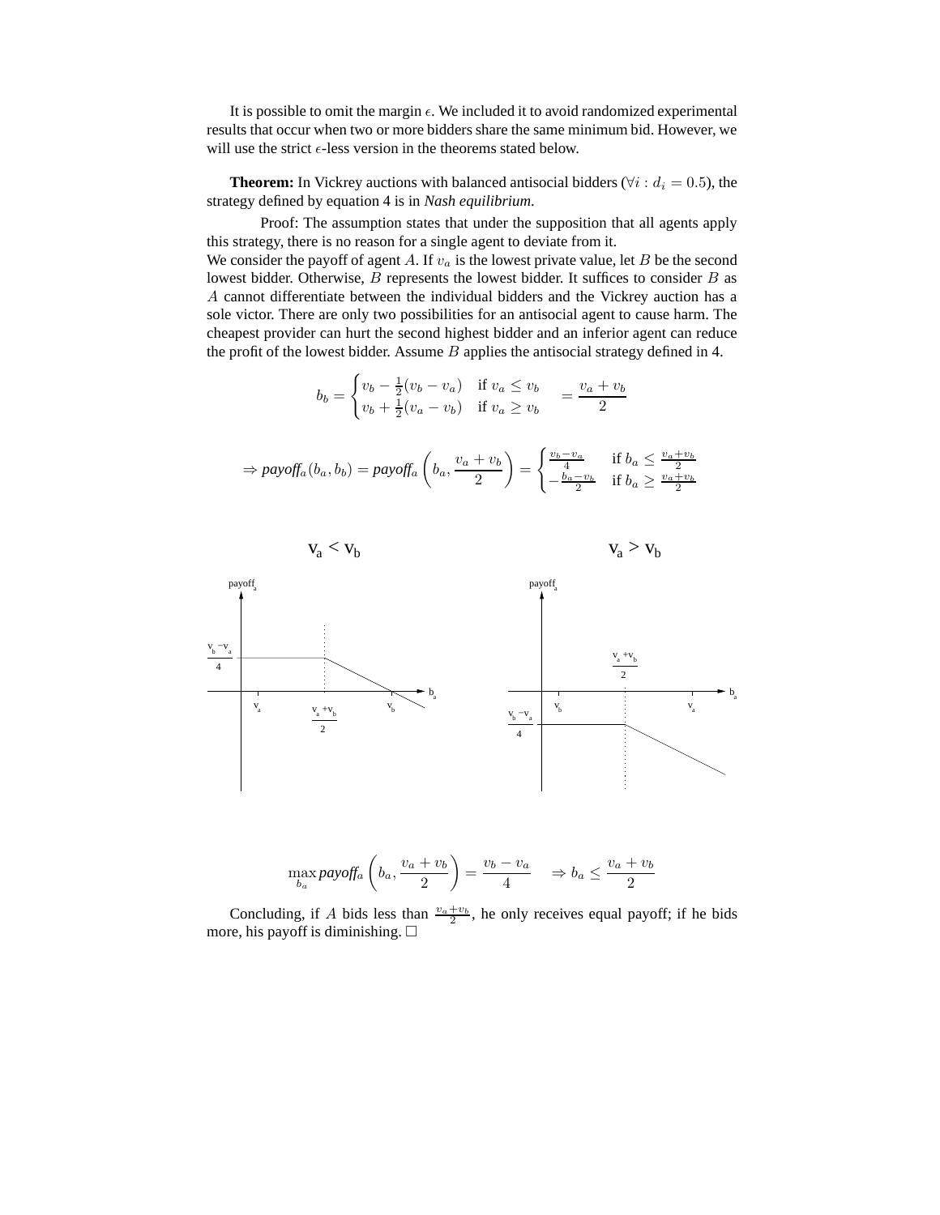It is possible to omit the margin $\epsilon$. We included it to avoid randomized experimental results that occur when two or more bidders share the same minimum bid. However, we will use the strict $\epsilon$-less version in the theorems stated below.

**Theorem:** In Vickrey auctions with balanced antisocial bidders ($\forall i : d_i = 0.5$), the strategy defined by equation 4 is in *Nash equilibrium*.

Proof: The assumption states that under the supposition that all agents apply this strategy, there is no reason for a single agent to deviate from it.
We consider the payoff of agent $A$. If $v_a$ is the lowest private value, let $B$ be the second lowest bidder. Otherwise, $B$ represents the lowest bidder. It suffices to consider $B$ as $A$ cannot differentiate between the individual bidders and the Vickrey auction has a sole victor. There are only two possibilities for an antisocial agent to cause harm. The cheapest provider can hurt the second highest bidder and an inferior agent can reduce the profit of the lowest bidder. Assume $B$ applies the antisocial strategy defined in 4.

$$b_b = \begin{cases} v_b - \frac{1}{2}(v_b - v_a) & \text{if } v_a \leq v_b \\ v_b + \frac{1}{2}(v_a - v_b) & \text{if } v_a \geq v_b \end{cases} = \frac{v_a + v_b}{2}$$

$$\Rightarrow \textit{payoff}_a(b_a, b_b) = \textit{payoff}_a\left(b_a, \frac{v_a + v_b}{2}\right) = \begin{cases} \frac{v_b - v_a}{4} & \text{if } b_a \leq \frac{v_a + v_b}{2} \\ -\frac{b_a - v_b}{2} & \text{if } b_a \geq \frac{v_a + v_b}{2} \end{cases}$$

$$\max_{b_a} \textit{payoff}_a\left(b_a, \frac{v_a + v_b}{2}\right) = \frac{v_b - v_a}{4} \quad \Rightarrow b_a \leq \frac{v_a + v_b}{2}$$

Concluding, if $A$ bids less than $\frac{v_a + v_b}{2}$, he only receives equal payoff; if he bids more, his payoff is diminishing. □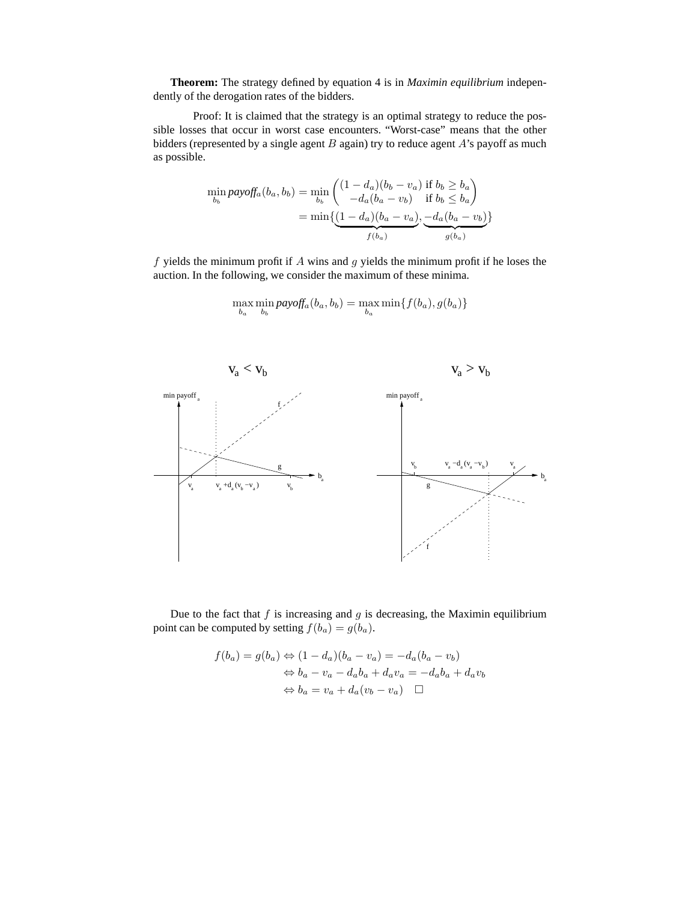**Theorem:** The strategy defined by equation 4 is in *Maximin equilibrium* independently of the derogation rates of the bidders.

Proof: It is claimed that the strategy is an optimal strategy to reduce the possible losses that occur in worst case encounters. “Worst-case” means that the other bidders (represented by a single agent $B$ again) try to reduce agent $A$'s payoff as much as possible.

$$\min_{b_b} \textit{payoff}_a(b_a, b_b) = \min_{b_b} \begin{pmatrix} (1-d_a)(b_b - v_a) \text{ if } b_b \geq b_a \\ -d_a(b_a - v_b) \quad \text{ if } b_b \leq b_a \end{pmatrix}$$
$$= \min\{\underbrace{(1-d_a)(b_a - v_a)}_{f(b_a)}, \underbrace{-d_a(b_a - v_b)}_{g(b_a)}\}$$

$f$ yields the minimum profit if $A$ wins and $g$ yields the minimum profit if he loses the auction. In the following, we consider the maximum of these minima.

$$\max_{b_a} \min_{b_b} \textit{payoff}_a(b_a, b_b) = \max_{b_a} \min\{f(b_a), g(b_a)\}$$

Due to the fact that $f$ is increasing and $g$ is decreasing, the Maximin equilibrium point can be computed by setting $f(b_a) = g(b_a)$.

$$f(b_a) = g(b_a) \Leftrightarrow (1-d_a)(b_a - v_a) = -d_a(b_a - v_b)$$
$$\Leftrightarrow b_a - v_a - d_a b_a + d_a v_a = -d_a b_a + d_a v_b$$
$$\Leftrightarrow b_a = v_a + d_a(v_b - v_a) \quad \square$$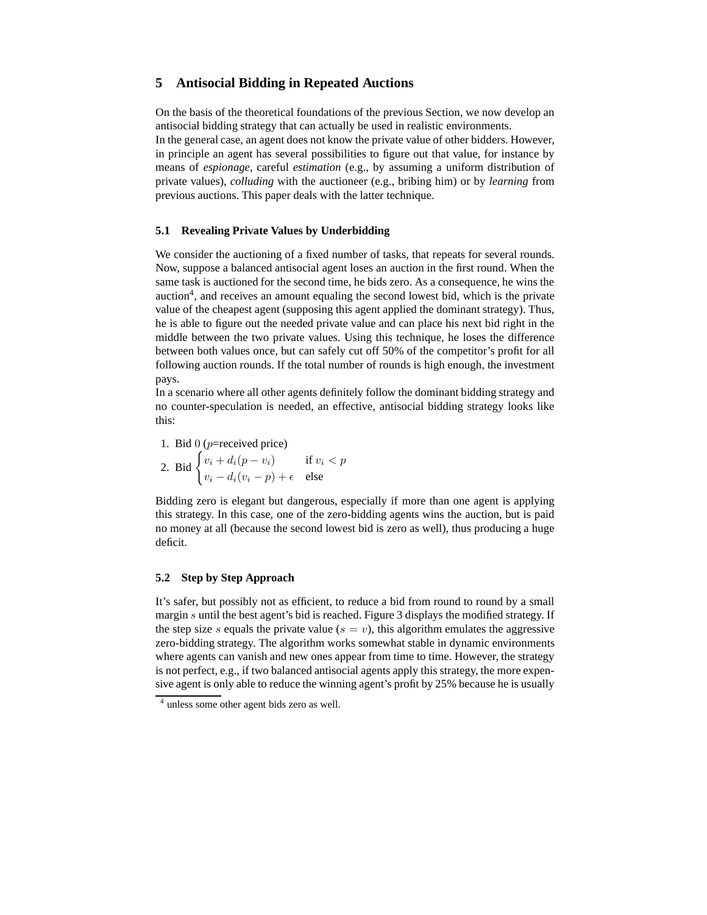## 5 Antisocial Bidding in Repeated Auctions

On the basis of the theoretical foundations of the previous Section, we now develop an antisocial bidding strategy that can actually be used in realistic environments.
In the general case, an agent does not know the private value of other bidders. However, in principle an agent has several possibilities to figure out that value, for instance by means of *espionage*, careful *estimation* (e.g., by assuming a uniform distribution of private values), *colluding* with the auctioneer (e.g., bribing him) or by *learning* from previous auctions. This paper deals with the latter technique.

### 5.1 Revealing Private Values by Underbidding

We consider the auctioning of a fixed number of tasks, that repeats for several rounds. Now, suppose a balanced antisocial agent loses an auction in the first round. When the same task is auctioned for the second time, he bids zero. As a consequence, he wins the auction[4], and receives an amount equaling the second lowest bid, which is the private value of the cheapest agent (supposing this agent applied the dominant strategy). Thus, he is able to figure out the needed private value and can place his next bid right in the middle between the two private values. Using this technique, he loses the difference between both values once, but can safely cut off 50% of the competitor's profit for all following auction rounds. If the total number of rounds is high enough, the investment pays.
In a scenario where all other agents definitely follow the dominant bidding strategy and no counter-speculation is needed, an effective, antisocial bidding strategy looks like this:

1. Bid $0$ ($p$=received price)
2. Bid $\begin{cases} v_i + d_i(p - v_i) & \text{if } v_i < p \\ v_i - d_i(v_i - p) + \epsilon & \text{else} \end{cases}$

Bidding zero is elegant but dangerous, especially if more than one agent is applying this strategy. In this case, one of the zero-bidding agents wins the auction, but is paid no money at all (because the second lowest bid is zero as well), thus producing a huge deficit.

### 5.2 Step by Step Approach

It's safer, but possibly not as efficient, to reduce a bid from round to round by a small margin $s$ until the best agent's bid is reached. Figure 3 displays the modified strategy. If the step size $s$ equals the private value ($s = v$), this algorithm emulates the aggressive zero-bidding strategy. The algorithm works somewhat stable in dynamic environments where agents can vanish and new ones appear from time to time. However, the strategy is not perfect, e.g., if two balanced antisocial agents apply this strategy, the more expensive agent is only able to reduce the winning agent's profit by 25% because he is usually

[4] unless some other agent bids zero as well.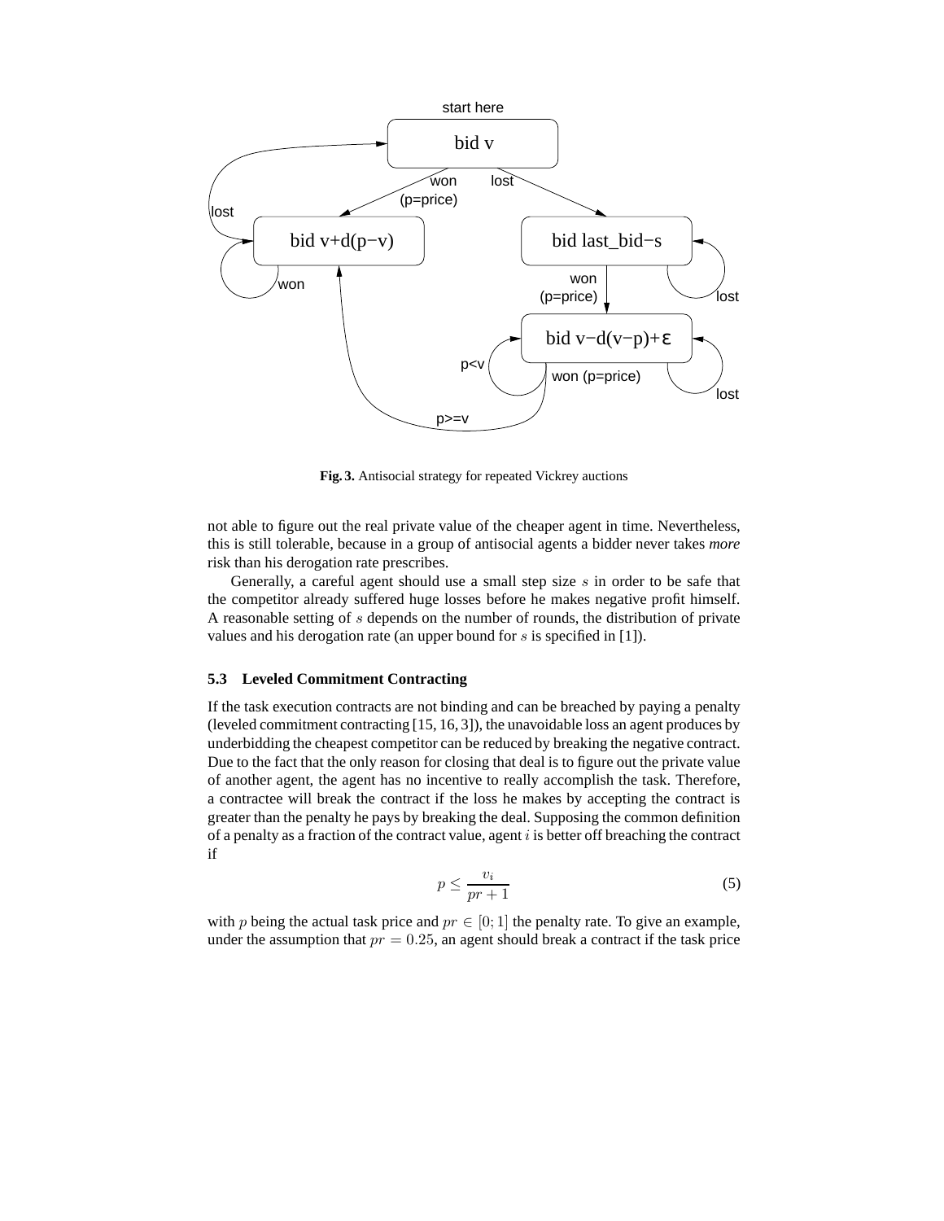**Fig. 3.** Antisocial strategy for repeated Vickrey auctions

not able to figure out the real private value of the cheaper agent in time. Nevertheless, this is still tolerable, because in a group of antisocial agents a bidder never takes *more* risk than his derogation rate prescribes.

Generally, a careful agent should use a small step size $s$ in order to be safe that the competitor already suffered huge losses before he makes negative profit himself. A reasonable setting of $s$ depends on the number of rounds, the distribution of private values and his derogation rate (an upper bound for $s$ is specified in [1]).

### 5.3 Leveled Commitment Contracting

If the task execution contracts are not binding and can be breached by paying a penalty (leveled commitment contracting [15, 16, 3]), the unavoidable loss an agent produces by underbidding the cheapest competitor can be reduced by breaking the negative contract. Due to the fact that the only reason for closing that deal is to figure out the private value of another agent, the agent has no incentive to really accomplish the task. Therefore, a contractee will break the contract if the loss he makes by accepting the contract is greater than the penalty he pays by breaking the deal. Supposing the common definition of a penalty as a fraction of the contract value, agent $i$ is better off breaching the contract if

$$p \leq \frac{v_i}{pr + 1} \tag{5}$$

with $p$ being the actual task price and $pr \in [0; 1]$ the penalty rate. To give an example, under the assumption that $pr = 0.25$, an agent should break a contract if the task price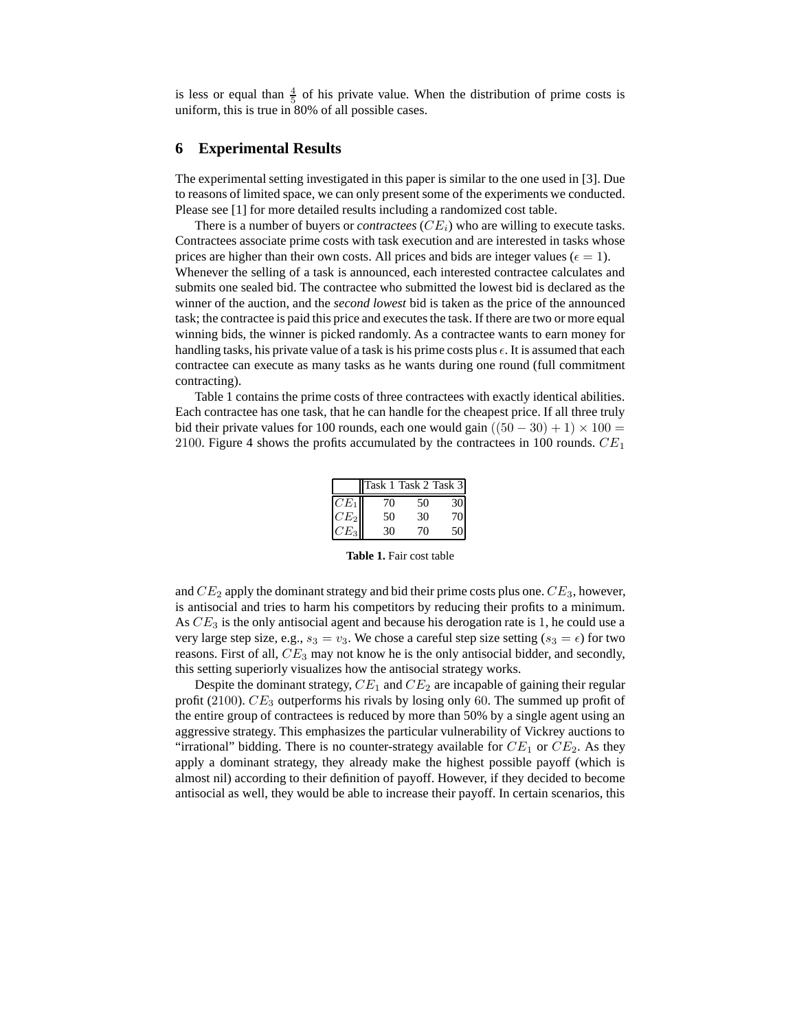is less or equal than $\frac{4}{5}$ of his private value. When the distribution of prime costs is uniform, this is true in 80% of all possible cases.

## 6 Experimental Results

The experimental setting investigated in this paper is similar to the one used in [3]. Due to reasons of limited space, we can only present some of the experiments we conducted. Please see [1] for more detailed results including a randomized cost table.

There is a number of buyers or *contractees* ($CE_i$) who are willing to execute tasks. Contractees associate prime costs with task execution and are interested in tasks whose prices are higher than their own costs. All prices and bids are integer values ($\epsilon = 1$). Whenever the selling of a task is announced, each interested contractee calculates and submits one sealed bid. The contractee who submitted the lowest bid is declared as the winner of the auction, and the *second lowest* bid is taken as the price of the announced task; the contractee is paid this price and executes the task. If there are two or more equal winning bids, the winner is picked randomly. As a contractee wants to earn money for handling tasks, his private value of a task is his prime costs plus $\epsilon$. It is assumed that each contractee can execute as many tasks as he wants during one round (full commitment contracting).

Table 1 contains the prime costs of three contractees with exactly identical abilities. Each contractee has one task, that he can handle for the cheapest price. If all three truly bid their private values for 100 rounds, each one would gain $((50 - 30) + 1) \times 100 = 2100$. Figure 4 shows the profits accumulated by the contractees in 100 rounds. $CE_1$

| | Task 1 | Task 2 | Task 3 |
|---|---|---|---|
| $CE_1$ | 70 | 50 | 30 |
| $CE_2$ | 50 | 30 | 70 |
| $CE_3$ | 30 | 70 | 50 |

**Table 1.** Fair cost table

and $CE_2$ apply the dominant strategy and bid their prime costs plus one. $CE_3$, however, is antisocial and tries to harm his competitors by reducing their profits to a minimum. As $CE_3$ is the only antisocial agent and because his derogation rate is 1, he could use a very large step size, e.g., $s_3 = v_3$. We chose a careful step size setting ($s_3 = \epsilon$) for two reasons. First of all, $CE_3$ may not know he is the only antisocial bidder, and secondly, this setting superiorly visualizes how the antisocial strategy works.

Despite the dominant strategy, $CE_1$ and $CE_2$ are incapable of gaining their regular profit (2100). $CE_3$ outperforms his rivals by losing only 60. The summed up profit of the entire group of contractees is reduced by more than 50% by a single agent using an aggressive strategy. This emphasizes the particular vulnerability of Vickrey auctions to "irrational" bidding. There is no counter-strategy available for $CE_1$ or $CE_2$. As they apply a dominant strategy, they already make the highest possible payoff (which is almost nil) according to their definition of payoff. However, if they decided to become antisocial as well, they would be able to increase their payoff. In certain scenarios, this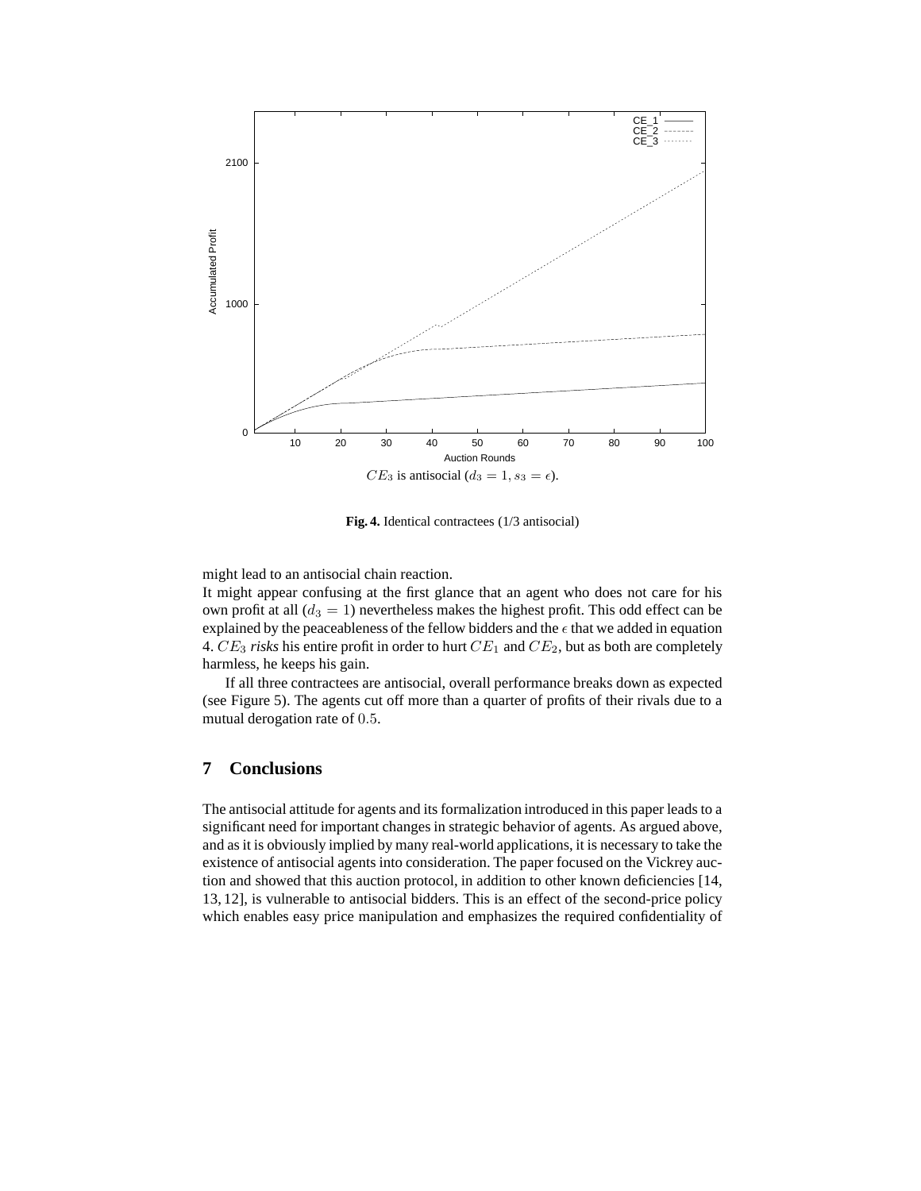$CE_3$ is antisocial ($d_3 = 1, s_3 = \epsilon$).

**Fig. 4.** Identical contractees (1/3 antisocial)

might lead to an antisocial chain reaction.

It might appear confusing at the first glance that an agent who does not care for his own profit at all ($d_3 = 1$) nevertheless makes the highest profit. This odd effect can be explained by the peaceableness of the fellow bidders and the $\epsilon$ that we added in equation 4. $CE_3$ *risks* his entire profit in order to hurt $CE_1$ and $CE_2$, but as both are completely harmless, he keeps his gain.

If all three contractees are antisocial, overall performance breaks down as expected (see Figure 5). The agents cut off more than a quarter of profits of their rivals due to a mutual derogation rate of $0.5$.

## 7 Conclusions

The antisocial attitude for agents and its formalization introduced in this paper leads to a significant need for important changes in strategic behavior of agents. As argued above, and as it is obviously implied by many real-world applications, it is necessary to take the existence of antisocial agents into consideration. The paper focused on the Vickrey auction and showed that this auction protocol, in addition to other known deficiencies [14, 13, 12], is vulnerable to antisocial bidders. This is an effect of the second-price policy which enables easy price manipulation and emphasizes the required confidentiality of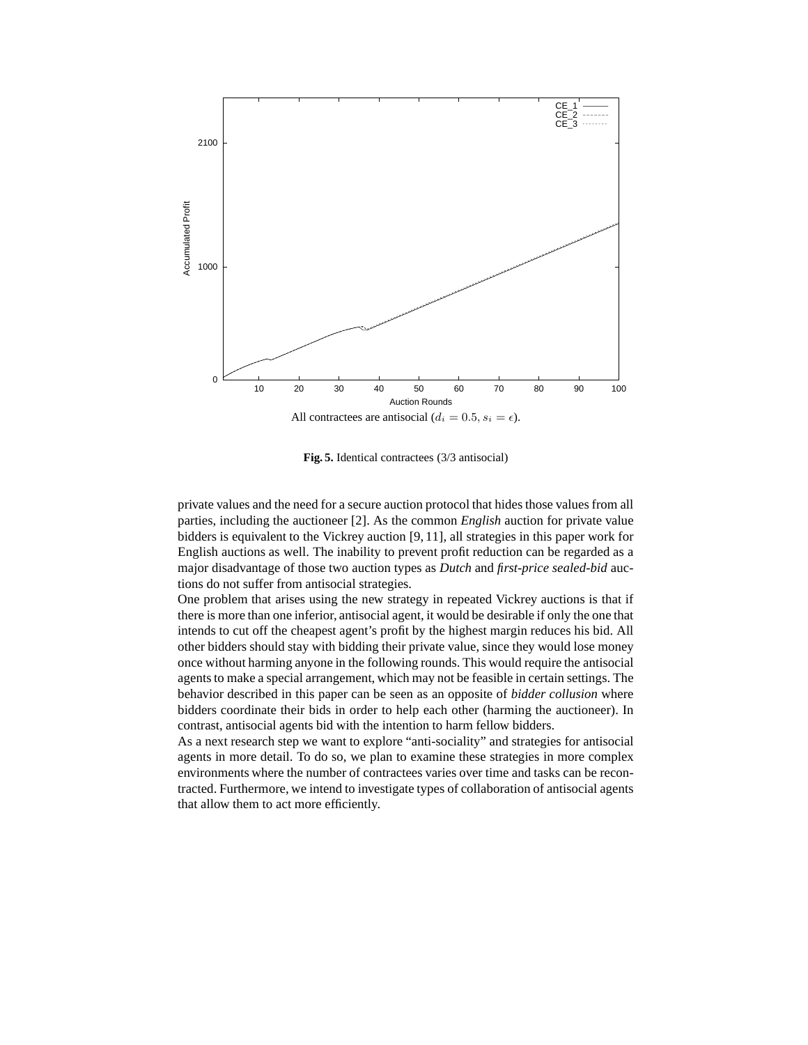All contractees are antisocial ($d_i = 0.5$, $s_i = \epsilon$).

**Fig. 5.** Identical contractees (3/3 antisocial)

private values and the need for a secure auction protocol that hides those values from all parties, including the auctioneer [2]. As the common *English* auction for private value bidders is equivalent to the Vickrey auction [9, 11], all strategies in this paper work for English auctions as well. The inability to prevent profit reduction can be regarded as a major disadvantage of those two auction types as *Dutch* and *first-price sealed-bid* auctions do not suffer from antisocial strategies.

One problem that arises using the new strategy in repeated Vickrey auctions is that if there is more than one inferior, antisocial agent, it would be desirable if only the one that intends to cut off the cheapest agent's profit by the highest margin reduces his bid. All other bidders should stay with bidding their private value, since they would lose money once without harming anyone in the following rounds. This would require the antisocial agents to make a special arrangement, which may not be feasible in certain settings. The behavior described in this paper can be seen as an opposite of *bidder collusion* where bidders coordinate their bids in order to help each other (harming the auctioneer). In contrast, antisocial agents bid with the intention to harm fellow bidders.

As a next research step we want to explore "anti-sociality" and strategies for antisocial agents in more detail. To do so, we plan to examine these strategies in more complex environments where the number of contractees varies over time and tasks can be recontracted. Furthermore, we intend to investigate types of collaboration of antisocial agents that allow them to act more efficiently.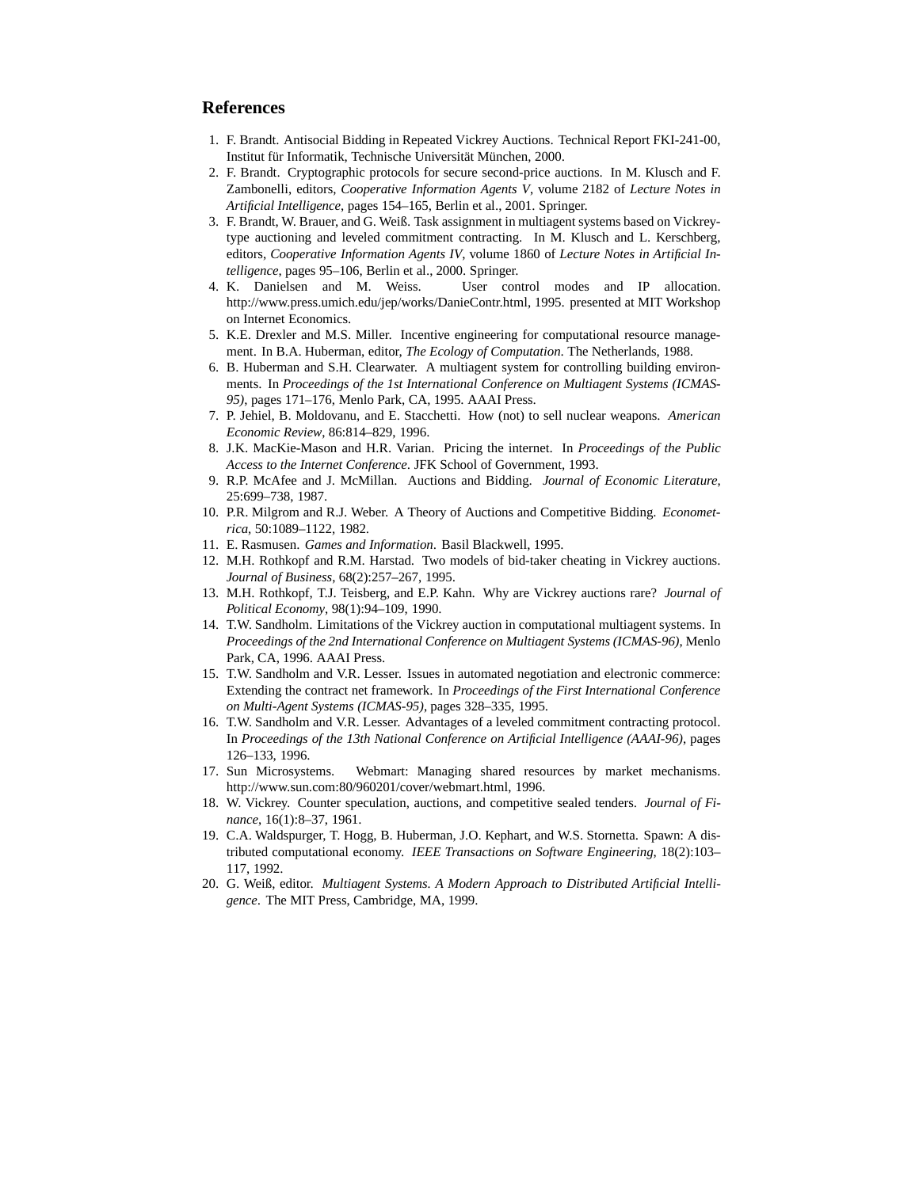## References

1. F. Brandt. Antisocial Bidding in Repeated Vickrey Auctions. Technical Report FKI-241-00, Institut für Informatik, Technische Universität München, 2000.
2. F. Brandt. Cryptographic protocols for secure second-price auctions. In M. Klusch and F. Zambonelli, editors, *Cooperative Information Agents V*, volume 2182 of *Lecture Notes in Artificial Intelligence*, pages 154–165, Berlin et al., 2001. Springer.
3. F. Brandt, W. Brauer, and G. Weiß. Task assignment in multiagent systems based on Vickrey-type auctioning and leveled commitment contracting. In M. Klusch and L. Kerschberg, editors, *Cooperative Information Agents IV*, volume 1860 of *Lecture Notes in Artificial Intelligence*, pages 95–106, Berlin et al., 2000. Springer.
4. K. Danielsen and M. Weiss. User control modes and IP allocation. http://www.press.umich.edu/jep/works/DanieContr.html, 1995. presented at MIT Workshop on Internet Economics.
5. K.E. Drexler and M.S. Miller. Incentive engineering for computational resource management. In B.A. Huberman, editor, *The Ecology of Computation*. The Netherlands, 1988.
6. B. Huberman and S.H. Clearwater. A multiagent system for controlling building environments. In *Proceedings of the 1st International Conference on Multiagent Systems (ICMAS-95)*, pages 171–176, Menlo Park, CA, 1995. AAAI Press.
7. P. Jehiel, B. Moldovanu, and E. Stacchetti. How (not) to sell nuclear weapons. *American Economic Review*, 86:814–829, 1996.
8. J.K. MacKie-Mason and H.R. Varian. Pricing the internet. In *Proceedings of the Public Access to the Internet Conference*. JFK School of Government, 1993.
9. R.P. McAfee and J. McMillan. Auctions and Bidding. *Journal of Economic Literature*, 25:699–738, 1987.
10. P.R. Milgrom and R.J. Weber. A Theory of Auctions and Competitive Bidding. *Econometrica*, 50:1089–1122, 1982.
11. E. Rasmusen. *Games and Information*. Basil Blackwell, 1995.
12. M.H. Rothkopf and R.M. Harstad. Two models of bid-taker cheating in Vickrey auctions. *Journal of Business*, 68(2):257–267, 1995.
13. M.H. Rothkopf, T.J. Teisberg, and E.P. Kahn. Why are Vickrey auctions rare? *Journal of Political Economy*, 98(1):94–109, 1990.
14. T.W. Sandholm. Limitations of the Vickrey auction in computational multiagent systems. In *Proceedings of the 2nd International Conference on Multiagent Systems (ICMAS-96)*, Menlo Park, CA, 1996. AAAI Press.
15. T.W. Sandholm and V.R. Lesser. Issues in automated negotiation and electronic commerce: Extending the contract net framework. In *Proceedings of the First International Conference on Multi-Agent Systems (ICMAS-95)*, pages 328–335, 1995.
16. T.W. Sandholm and V.R. Lesser. Advantages of a leveled commitment contracting protocol. In *Proceedings of the 13th National Conference on Artificial Intelligence (AAAI-96)*, pages 126–133, 1996.
17. Sun Microsystems. Webmart: Managing shared resources by market mechanisms. http://www.sun.com:80/960201/cover/webmart.html, 1996.
18. W. Vickrey. Counter speculation, auctions, and competitive sealed tenders. *Journal of Finance*, 16(1):8–37, 1961.
19. C.A. Waldspurger, T. Hogg, B. Huberman, J.O. Kephart, and W.S. Stornetta. Spawn: A distributed computational economy. *IEEE Transactions on Software Engineering*, 18(2):103–117, 1992.
20. G. Weiß, editor. *Multiagent Systems. A Modern Approach to Distributed Artificial Intelligence*. The MIT Press, Cambridge, MA, 1999.